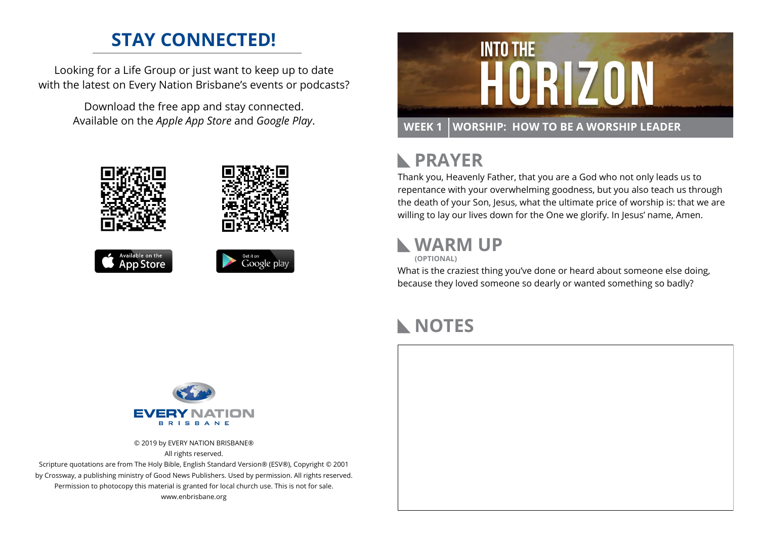## STAY CONNECTED!

Looking for a Life Group or just want to keep up to date with the latest on Every Nation Brisbane's events or podcasts?

Download the free app and stay connected. Available on the *Apple App Store* and *Google Play*.

Available on the App Store

Get it on Google play

EVERY NATION BRISBANE

© 2019 by EVERY NATION BRISBANE®
All rights reserved.
Scripture quotations are from The Holy Bible, English Standard Version® (ESV®), Copyright © 2001 by Crossway, a publishing ministry of Good News Publishers. Used by permission. All rights reserved.
Permission to photocopy this material is granted for local church use. This is not for sale.
www.enbrisbane.org

# INTO THE HORIZON

**WEEK 1 | WORSHIP: HOW TO BE A WORSHIP LEADER**

## PRAYER

Thank you, Heavenly Father, that you are a God who not only leads us to repentance with your overwhelming goodness, but you also teach us through the death of your Son, Jesus, what the ultimate price of worship is: that we are willing to lay our lives down for the One we glorify. In Jesus' name, Amen.

## WARM UP

**(OPTIONAL)**

What is the craziest thing you've done or heard about someone else doing, because they loved someone so dearly or wanted something so badly?

## NOTES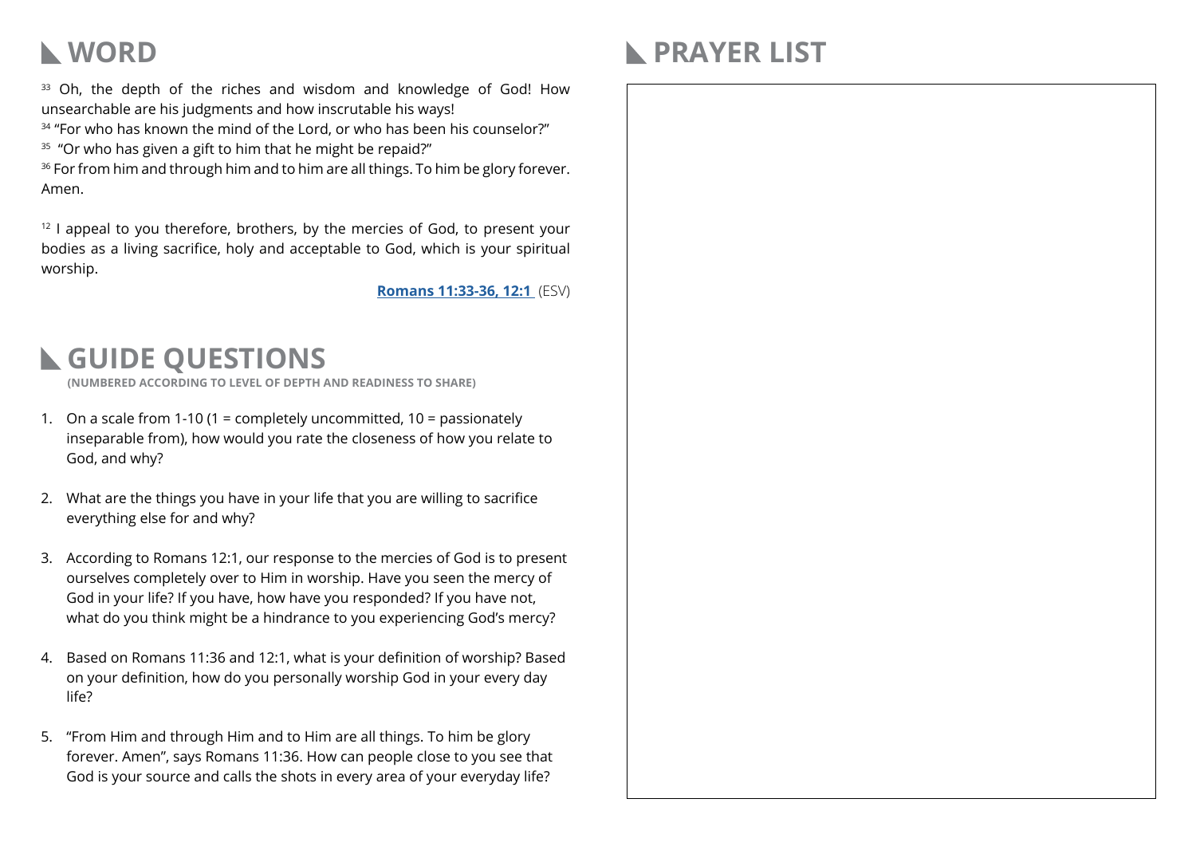## WORD

[33] Oh, the depth of the riches and wisdom and knowledge of God! How unsearchable are his judgments and how inscrutable his ways!
[34] "For who has known the mind of the Lord, or who has been his counselor?"
[35] "Or who has given a gift to him that he might be repaid?"
[36] For from him and through him and to him are all things. To him be glory forever. Amen.

[12] I appeal to you therefore, brothers, by the mercies of God, to present your bodies as a living sacrifice, holy and acceptable to God, which is your spiritual worship.

**Romans 11:33-36, 12:1** (ESV)

## GUIDE QUESTIONS

**(NUMBERED ACCORDING TO LEVEL OF DEPTH AND READINESS TO SHARE)**

1. On a scale from 1-10 (1 = completely uncommitted, 10 = passionately inseparable from), how would you rate the closeness of how you relate to God, and why?

2. What are the things you have in your life that you are willing to sacrifice everything else for and why?

3. According to Romans 12:1, our response to the mercies of God is to present ourselves completely over to Him in worship. Have you seen the mercy of God in your life? If you have, how have you responded? If you have not, what do you think might be a hindrance to you experiencing God's mercy?

4. Based on Romans 11:36 and 12:1, what is your definition of worship? Based on your definition, how do you personally worship God in your every day life?

5. "From Him and through Him and to Him are all things. To him be glory forever. Amen", says Romans 11:36. How can people close to you see that God is your source and calls the shots in every area of your everyday life?

## PRAYER LIST